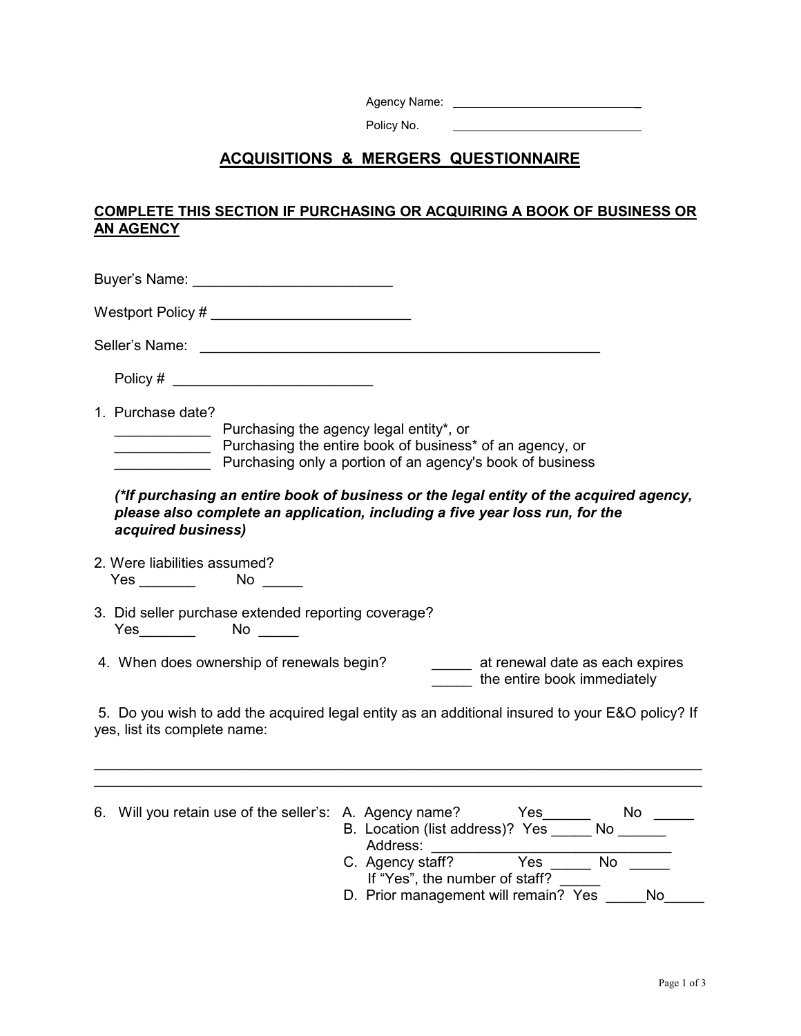Agency Name: ____________________________

Policy No. ____________________________

# ACQUISITIONS & MERGERS QUESTIONNAIRE

**COMPLETE THIS SECTION IF PURCHASING OR ACQUIRING A BOOK OF BUSINESS OR AN AGENCY**

Buyer's Name: _________________________

Westport Policy # _________________________

Seller's Name: _____________________________________________________

Policy # _________________________

1. Purchase date?
   ____________ Purchasing the agency legal entity*, or
   ____________ Purchasing the entire book of business* of an agency, or
   ____________ Purchasing only a portion of an agency's book of business

   ***(*If purchasing an entire book of business or the legal entity of the acquired agency, please also complete an application, including a five year loss run, for the acquired business)***

2. Were liabilities assumed?
   Yes _______ No _____

3. Did seller purchase extended reporting coverage?
   Yes_______ No _____

4. When does ownership of renewals begin?
   _____ at renewal date as each expires
   _____ the entire book immediately

5. Do you wish to add the acquired legal entity as an additional insured to your E&O policy? If yes, list its complete name:

   ______________________________________________________________________________
   ______________________________________________________________________________

6. Will you retain use of the seller's:
   A. Agency name? Yes______ No _____
   B. Location (list address)? Yes _____ No ______
      Address: ______________________________
   C. Agency staff? Yes _____ No _____
      If "Yes", the number of staff? _____
   D. Prior management will remain? Yes _____No_____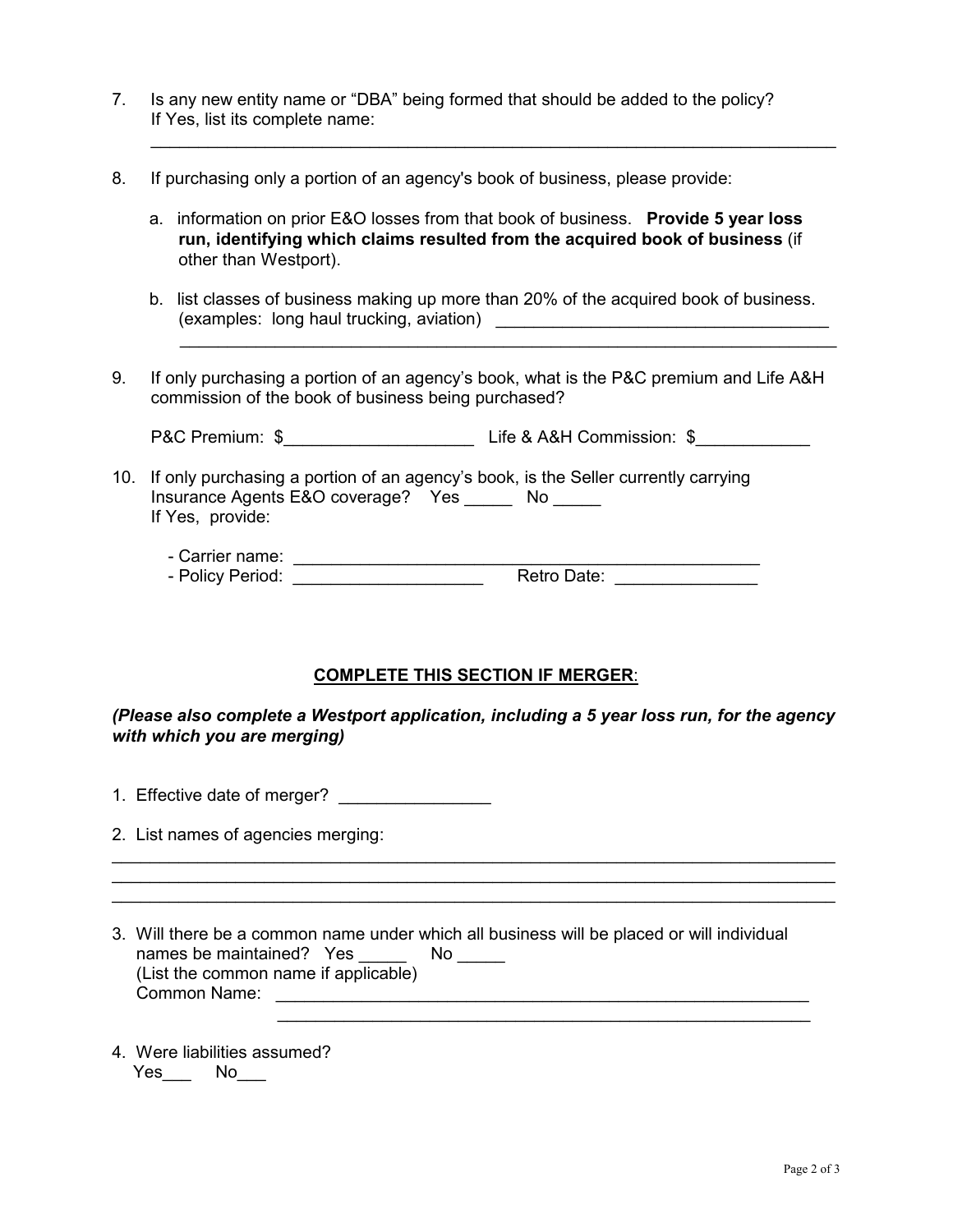7. Is any new entity name or "DBA" being formed that should be added to the policy? If Yes, list its complete name:

   ______________________________________________________________________________

8. If purchasing only a portion of an agency's book of business, please provide:

   a. information on prior E&O losses from that book of business. **Provide 5 year loss run, identifying which claims resulted from the acquired book of business** (if other than Westport).

   b. list classes of business making up more than 20% of the acquired book of business. (examples: long haul trucking, aviation) ____________________________________

      ______________________________________________________________________________

9. If only purchasing a portion of an agency's book, what is the P&C premium and Life A&H commission of the book of business being purchased?

   P&C Premium: $____________________ Life & A&H Commission: $____________

10. If only purchasing a portion of an agency's book, is the Seller currently carrying Insurance Agents E&O coverage? Yes _____ No _____
    If Yes, provide:

    - Carrier name: ______________________________________________________
    - Policy Period: ____________________ Retro Date: _______________

## COMPLETE THIS SECTION IF MERGER:

***(Please also complete a Westport application, including a 5 year loss run, for the agency with which you are merging)***

1. Effective date of merger? ________________

2. List names of agencies merging:

______________________________________________________________________________
______________________________________________________________________________
______________________________________________________________________________

3. Will there be a common name under which all business will be placed or will individual names be maintained? Yes _____ No _____
   (List the common name if applicable)
   Common Name: ____________________________________________________________
   ____________________________________________________________

4. Were liabilities assumed?
   Yes___ No___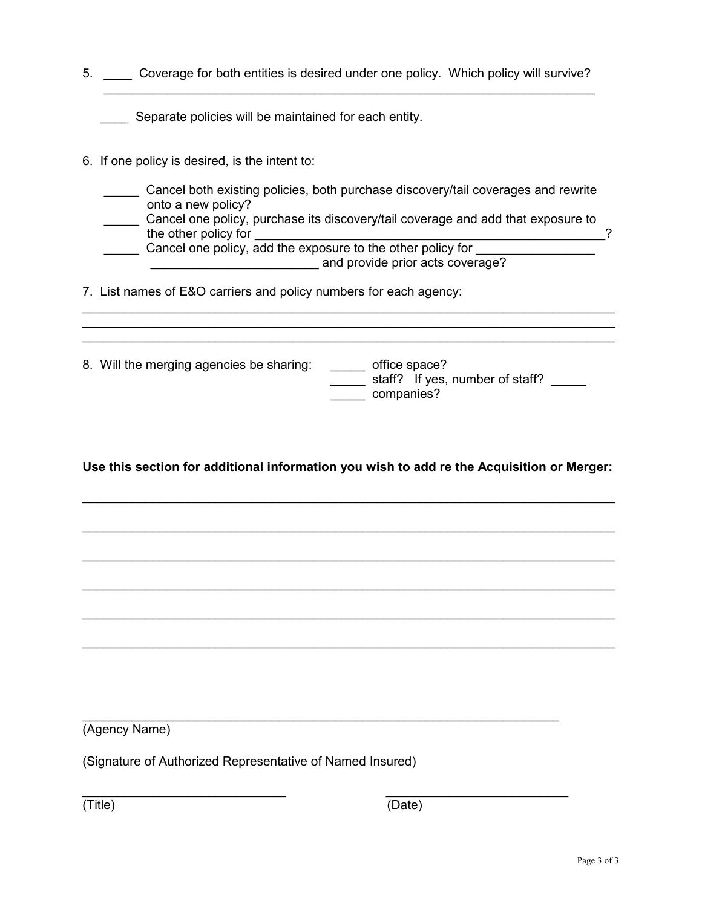5. ____ Coverage for both entities is desired under one policy. Which policy will survive?
   ______________________________________________________________________

   ____ Separate policies will be maintained for each entity.

6. If one policy is desired, is the intent to:

   _____ Cancel both existing policies, both purchase discovery/tail coverages and rewrite onto a new policy?
   _____ Cancel one policy, purchase its discovery/tail coverage and add that exposure to the other policy for ______________________________________________?
   _____ Cancel one policy, add the exposure to the other policy for ________________ ________________________ and provide prior acts coverage?

7. List names of E&O carriers and policy numbers for each agency:

______________________________________________________________________________
______________________________________________________________________________
______________________________________________________________________________

8. Will the merging agencies be sharing:
   _____ office space?
   _____ staff? If yes, number of staff? _____
   _____ companies?

**Use this section for additional information you wish to add re the Acquisition or Merger:**

______________________________________________________________________________

______________________________________________________________________________

______________________________________________________________________________

______________________________________________________________________________

______________________________________________________________________________

______________________________________________________________________________

______________________________________________________________________
(Agency Name)

(Signature of Authorized Representative of Named Insured)

_____________________________ &nbsp;&nbsp;&nbsp;&nbsp;&nbsp;&nbsp;&nbsp;&nbsp; __________________________
(Title) &nbsp;&nbsp;&nbsp;&nbsp;&nbsp;&nbsp;&nbsp;&nbsp;&nbsp;&nbsp;&nbsp;&nbsp;&nbsp;&nbsp;&nbsp;&nbsp;&nbsp;&nbsp;&nbsp;&nbsp;&nbsp;&nbsp;&nbsp;&nbsp;&nbsp;&nbsp;&nbsp;&nbsp;&nbsp;&nbsp;&nbsp;&nbsp;&nbsp;&nbsp;&nbsp;&nbsp;&nbsp;&nbsp; (Date)